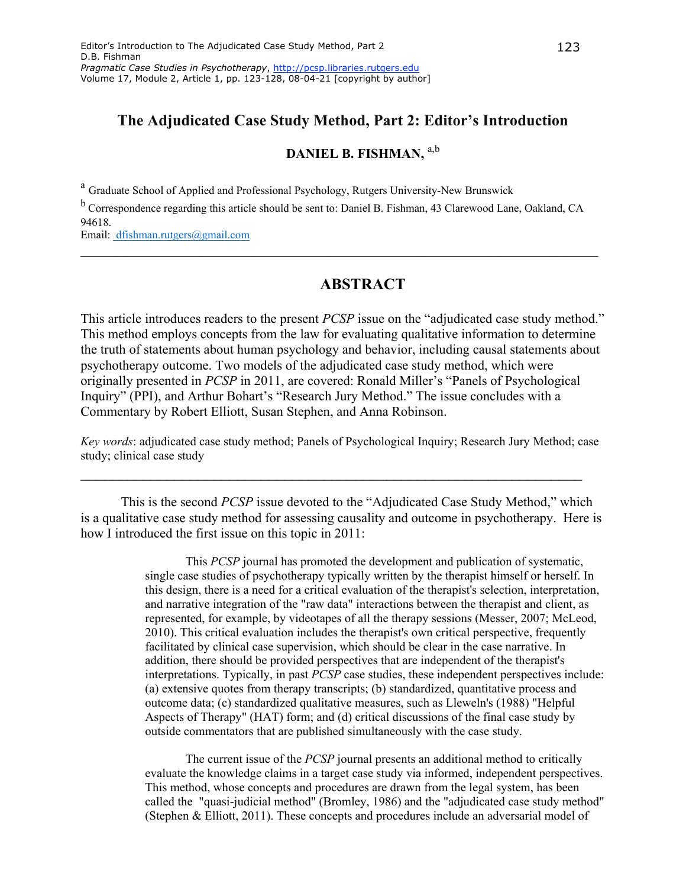# The Adjudicated Case Study Method, Part 2: Editor's Introduction

**DANIEL B. FISHMAN,** [a,b]

[a] Graduate School of Applied and Professional Psychology, Rutgers University-New Brunswick

[b] Correspondence regarding this article should be sent to: Daniel B. Fishman, 43 Clarewood Lane, Oakland, CA 94618.
Email: dfishman.rutgers@gmail.com

---

## ABSTRACT

This article introduces readers to the present *PCSP* issue on the "adjudicated case study method." This method employs concepts from the law for evaluating qualitative information to determine the truth of statements about human psychology and behavior, including causal statements about psychotherapy outcome. Two models of the adjudicated case study method, which were originally presented in *PCSP* in 2011, are covered: Ronald Miller's "Panels of Psychological Inquiry" (PPI), and Arthur Bohart's "Research Jury Method." The issue concludes with a Commentary by Robert Elliott, Susan Stephen, and Anna Robinson.

*Key words*: adjudicated case study method; Panels of Psychological Inquiry; Research Jury Method; case study; clinical case study

---

This is the second *PCSP* issue devoted to the "Adjudicated Case Study Method," which is a qualitative case study method for assessing causality and outcome in psychotherapy. Here is how I introduced the first issue on this topic in 2011:

> This *PCSP* journal has promoted the development and publication of systematic, single case studies of psychotherapy typically written by the therapist himself or herself. In this design, there is a need for a critical evaluation of the therapist's selection, interpretation, and narrative integration of the "raw data" interactions between the therapist and client, as represented, for example, by videotapes of all the therapy sessions (Messer, 2007; McLeod, 2010). This critical evaluation includes the therapist's own critical perspective, frequently facilitated by clinical case supervision, which should be clear in the case narrative. In addition, there should be provided perspectives that are independent of the therapist's interpretations. Typically, in past *PCSP* case studies, these independent perspectives include: (a) extensive quotes from therapy transcripts; (b) standardized, quantitative process and outcome data; (c) standardized qualitative measures, such as Lleweln's (1988) "Helpful Aspects of Therapy" (HAT) form; and (d) critical discussions of the final case study by outside commentators that are published simultaneously with the case study.
>
> The current issue of the *PCSP* journal presents an additional method to critically evaluate the knowledge claims in a target case study via informed, independent perspectives. This method, whose concepts and procedures are drawn from the legal system, has been called the "quasi-judicial method" (Bromley, 1986) and the "adjudicated case study method" (Stephen & Elliott, 2011). These concepts and procedures include an adversarial model of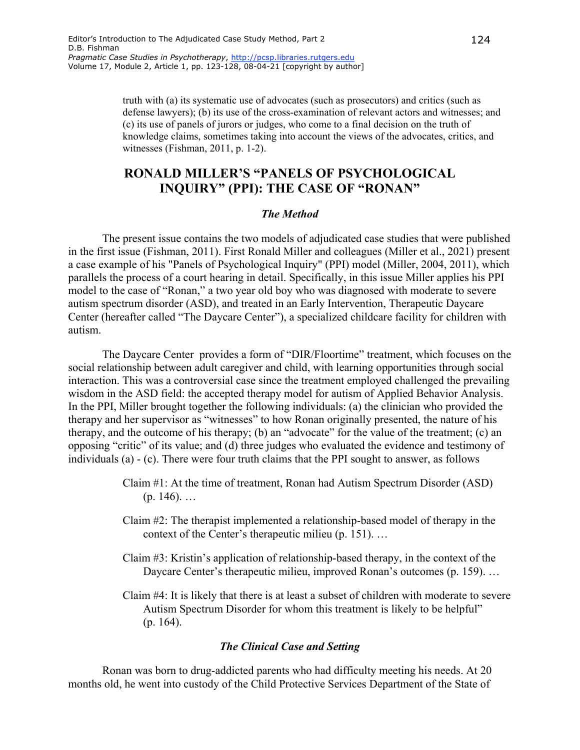truth with (a) its systematic use of advocates (such as prosecutors) and critics (such as defense lawyers); (b) its use of the cross-examination of relevant actors and witnesses; and (c) its use of panels of jurors or judges, who come to a final decision on the truth of knowledge claims, sometimes taking into account the views of the advocates, critics, and witnesses (Fishman, 2011, p. 1-2).

## RONALD MILLER'S "PANELS OF PSYCHOLOGICAL INQUIRY" (PPI): THE CASE OF "RONAN"

### *The Method*

The present issue contains the two models of adjudicated case studies that were published in the first issue (Fishman, 2011). First Ronald Miller and colleagues (Miller et al., 2021) present a case example of his "Panels of Psychological Inquiry" (PPI) model (Miller, 2004, 2011), which parallels the process of a court hearing in detail. Specifically, in this issue Miller applies his PPI model to the case of "Ronan," a two year old boy who was diagnosed with moderate to severe autism spectrum disorder (ASD), and treated in an Early Intervention, Therapeutic Daycare Center (hereafter called "The Daycare Center"), a specialized childcare facility for children with autism.

The Daycare Center provides a form of "DIR/Floortime" treatment, which focuses on the social relationship between adult caregiver and child, with learning opportunities through social interaction. This was a controversial case since the treatment employed challenged the prevailing wisdom in the ASD field: the accepted therapy model for autism of Applied Behavior Analysis. In the PPI, Miller brought together the following individuals: (a) the clinician who provided the therapy and her supervisor as "witnesses" to how Ronan originally presented, the nature of his therapy, and the outcome of his therapy; (b) an "advocate" for the value of the treatment; (c) an opposing "critic" of its value; and (d) three judges who evaluated the evidence and testimony of individuals (a) - (c). There were four truth claims that the PPI sought to answer, as follows

> Claim #1: At the time of treatment, Ronan had Autism Spectrum Disorder (ASD) (p. 146). …
>
> Claim #2: The therapist implemented a relationship-based model of therapy in the context of the Center's therapeutic milieu (p. 151). …
>
> Claim #3: Kristin's application of relationship-based therapy, in the context of the Daycare Center's therapeutic milieu, improved Ronan's outcomes (p. 159). …
>
> Claim #4: It is likely that there is at least a subset of children with moderate to severe Autism Spectrum Disorder for whom this treatment is likely to be helpful" (p. 164).

### *The Clinical Case and Setting*

Ronan was born to drug-addicted parents who had difficulty meeting his needs. At 20 months old, he went into custody of the Child Protective Services Department of the State of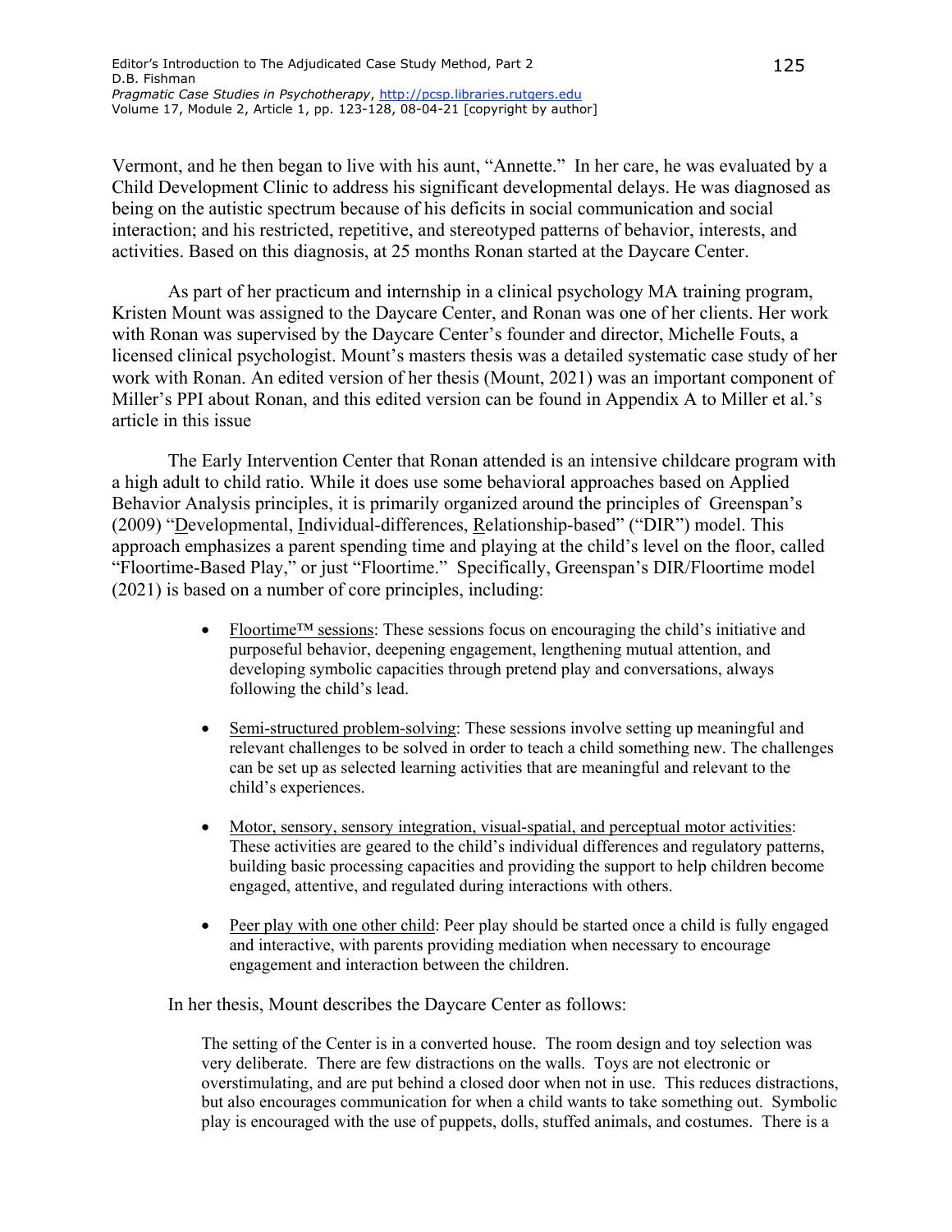Vermont, and he then began to live with his aunt, "Annette." In her care, he was evaluated by a Child Development Clinic to address his significant developmental delays. He was diagnosed as being on the autistic spectrum because of his deficits in social communication and social interaction; and his restricted, repetitive, and stereotyped patterns of behavior, interests, and activities. Based on this diagnosis, at 25 months Ronan started at the Daycare Center.

As part of her practicum and internship in a clinical psychology MA training program, Kristen Mount was assigned to the Daycare Center, and Ronan was one of her clients. Her work with Ronan was supervised by the Daycare Center's founder and director, Michelle Fouts, a licensed clinical psychologist. Mount's masters thesis was a detailed systematic case study of her work with Ronan. An edited version of her thesis (Mount, 2021) was an important component of Miller's PPI about Ronan, and this edited version can be found in Appendix A to Miller et al.'s article in this issue

The Early Intervention Center that Ronan attended is an intensive childcare program with a high adult to child ratio. While it does use some behavioral approaches based on Applied Behavior Analysis principles, it is primarily organized around the principles of Greenspan's (2009) "Developmental, Individual-differences, Relationship-based" ("DIR") model. This approach emphasizes a parent spending time and playing at the child's level on the floor, called "Floortime-Based Play," or just "Floortime." Specifically, Greenspan's DIR/Floortime model (2021) is based on a number of core principles, including:

- Floortime™ sessions: These sessions focus on encouraging the child's initiative and purposeful behavior, deepening engagement, lengthening mutual attention, and developing symbolic capacities through pretend play and conversations, always following the child's lead.

- Semi-structured problem-solving: These sessions involve setting up meaningful and relevant challenges to be solved in order to teach a child something new. The challenges can be set up as selected learning activities that are meaningful and relevant to the child's experiences.

- Motor, sensory, sensory integration, visual-spatial, and perceptual motor activities: These activities are geared to the child's individual differences and regulatory patterns, building basic processing capacities and providing the support to help children become engaged, attentive, and regulated during interactions with others.

- Peer play with one other child: Peer play should be started once a child is fully engaged and interactive, with parents providing mediation when necessary to encourage engagement and interaction between the children.

In her thesis, Mount describes the Daycare Center as follows:

> The setting of the Center is in a converted house. The room design and toy selection was very deliberate. There are few distractions on the walls. Toys are not electronic or overstimulating, and are put behind a closed door when not in use. This reduces distractions, but also encourages communication for when a child wants to take something out. Symbolic play is encouraged with the use of puppets, dolls, stuffed animals, and costumes. There is a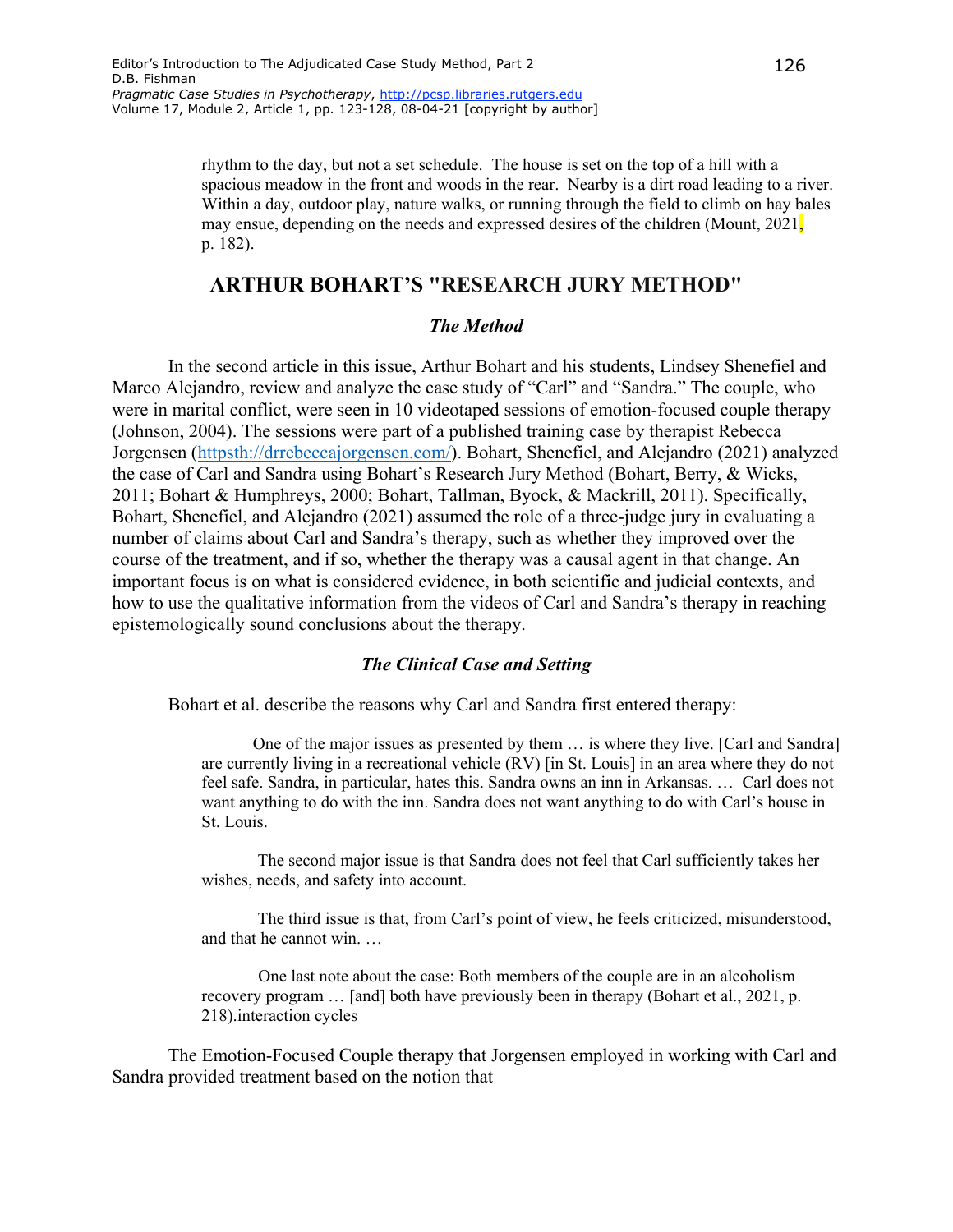rhythm to the day, but not a set schedule. The house is set on the top of a hill with a spacious meadow in the front and woods in the rear. Nearby is a dirt road leading to a river. Within a day, outdoor play, nature walks, or running through the field to climb on hay bales may ensue, depending on the needs and expressed desires of the children (Mount, 2021, p. 182).

## ARTHUR BOHART'S "RESEARCH JURY METHOD"

### *The Method*

In the second article in this issue, Arthur Bohart and his students, Lindsey Shenefiel and Marco Alejandro, review and analyze the case study of "Carl" and "Sandra." The couple, who were in marital conflict, were seen in 10 videotaped sessions of emotion-focused couple therapy (Johnson, 2004). The sessions were part of a published training case by therapist Rebecca Jorgensen (httpsth://drrebeccajorgensen.com/). Bohart, Shenefiel, and Alejandro (2021) analyzed the case of Carl and Sandra using Bohart's Research Jury Method (Bohart, Berry, & Wicks, 2011; Bohart & Humphreys, 2000; Bohart, Tallman, Byock, & Mackrill, 2011). Specifically, Bohart, Shenefiel, and Alejandro (2021) assumed the role of a three-judge jury in evaluating a number of claims about Carl and Sandra's therapy, such as whether they improved over the course of the treatment, and if so, whether the therapy was a causal agent in that change. An important focus is on what is considered evidence, in both scientific and judicial contexts, and how to use the qualitative information from the videos of Carl and Sandra's therapy in reaching epistemologically sound conclusions about the therapy.

### *The Clinical Case and Setting*

Bohart et al. describe the reasons why Carl and Sandra first entered therapy:

> One of the major issues as presented by them … is where they live. [Carl and Sandra] are currently living in a recreational vehicle (RV) [in St. Louis] in an area where they do not feel safe. Sandra, in particular, hates this. Sandra owns an inn in Arkansas. … Carl does not want anything to do with the inn. Sandra does not want anything to do with Carl's house in St. Louis.
>
> The second major issue is that Sandra does not feel that Carl sufficiently takes her wishes, needs, and safety into account.
>
> The third issue is that, from Carl's point of view, he feels criticized, misunderstood, and that he cannot win. …
>
> One last note about the case: Both members of the couple are in an alcoholism recovery program … [and] both have previously been in therapy (Bohart et al., 2021, p. 218).interaction cycles

The Emotion-Focused Couple therapy that Jorgensen employed in working with Carl and Sandra provided treatment based on the notion that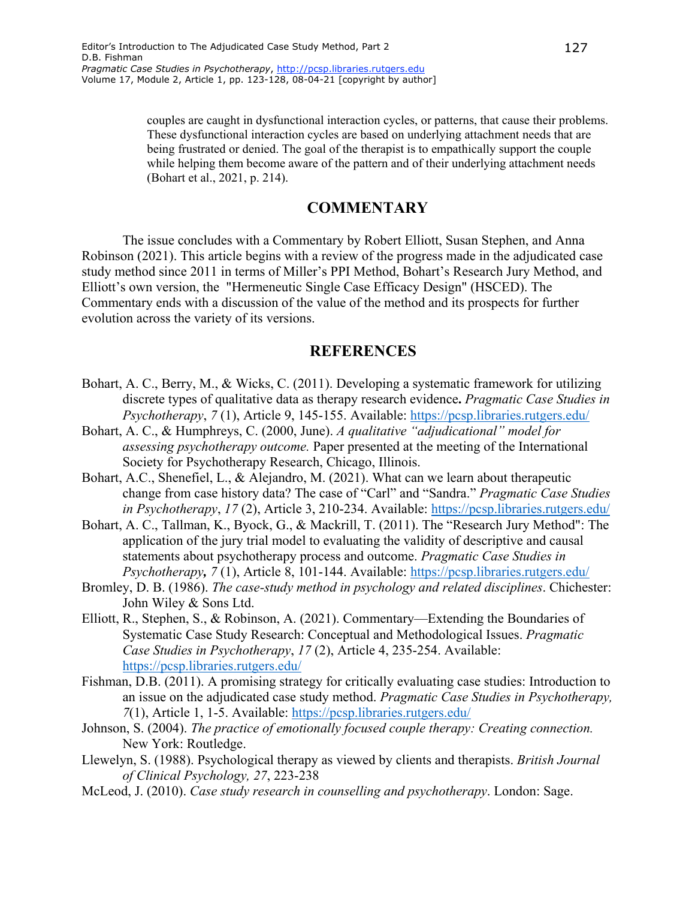couples are caught in dysfunctional interaction cycles, or patterns, that cause their problems. These dysfunctional interaction cycles are based on underlying attachment needs that are being frustrated or denied. The goal of the therapist is to empathically support the couple while helping them become aware of the pattern and of their underlying attachment needs (Bohart et al., 2021, p. 214).

## COMMENTARY

The issue concludes with a Commentary by Robert Elliott, Susan Stephen, and Anna Robinson (2021). This article begins with a review of the progress made in the adjudicated case study method since 2011 in terms of Miller's PPI Method, Bohart's Research Jury Method, and Elliott's own version, the "Hermeneutic Single Case Efficacy Design" (HSCED). The Commentary ends with a discussion of the value of the method and its prospects for further evolution across the variety of its versions.

## REFERENCES

Bohart, A. C., Berry, M., & Wicks, C. (2011). Developing a systematic framework for utilizing discrete types of qualitative data as therapy research evidence**.** *Pragmatic Case Studies in Psychotherapy*, *7* (1), Article 9, 145-155. Available: https://pcsp.libraries.rutgers.edu/

Bohart, A. C., & Humphreys, C. (2000, June). *A qualitative "adjudicational" model for assessing psychotherapy outcome.* Paper presented at the meeting of the International Society for Psychotherapy Research, Chicago, Illinois.

Bohart, A.C., Shenefiel, L., & Alejandro, M. (2021). What can we learn about therapeutic change from case history data? The case of "Carl" and "Sandra." *Pragmatic Case Studies in Psychotherapy*, *17* (2), Article 3, 210-234. Available: https://pcsp.libraries.rutgers.edu/

Bohart, A. C., Tallman, K., Byock, G., & Mackrill, T. (2011). The "Research Jury Method": The application of the jury trial model to evaluating the validity of descriptive and causal statements about psychotherapy process and outcome. *Pragmatic Case Studies in Psychotherapy***,** *7* (1), Article 8, 101-144. Available: https://pcsp.libraries.rutgers.edu/

Bromley, D. B. (1986). *The case-study method in psychology and related disciplines*. Chichester: John Wiley & Sons Ltd.

Elliott, R., Stephen, S., & Robinson, A. (2021). Commentary—Extending the Boundaries of Systematic Case Study Research: Conceptual and Methodological Issues. *Pragmatic Case Studies in Psychotherapy*, *17* (2), Article 4, 235-254. Available: https://pcsp.libraries.rutgers.edu/

Fishman, D.B. (2011). A promising strategy for critically evaluating case studies: Introduction to an issue on the adjudicated case study method. *Pragmatic Case Studies in Psychotherapy, 7*(1), Article 1, 1-5. Available: https://pcsp.libraries.rutgers.edu/

Johnson, S. (2004). *The practice of emotionally focused couple therapy: Creating connection.* New York: Routledge.

Llewelyn, S. (1988). Psychological therapy as viewed by clients and therapists. *British Journal of Clinical Psychology, 27*, 223-238

McLeod, J. (2010). *Case study research in counselling and psychotherapy*. London: Sage.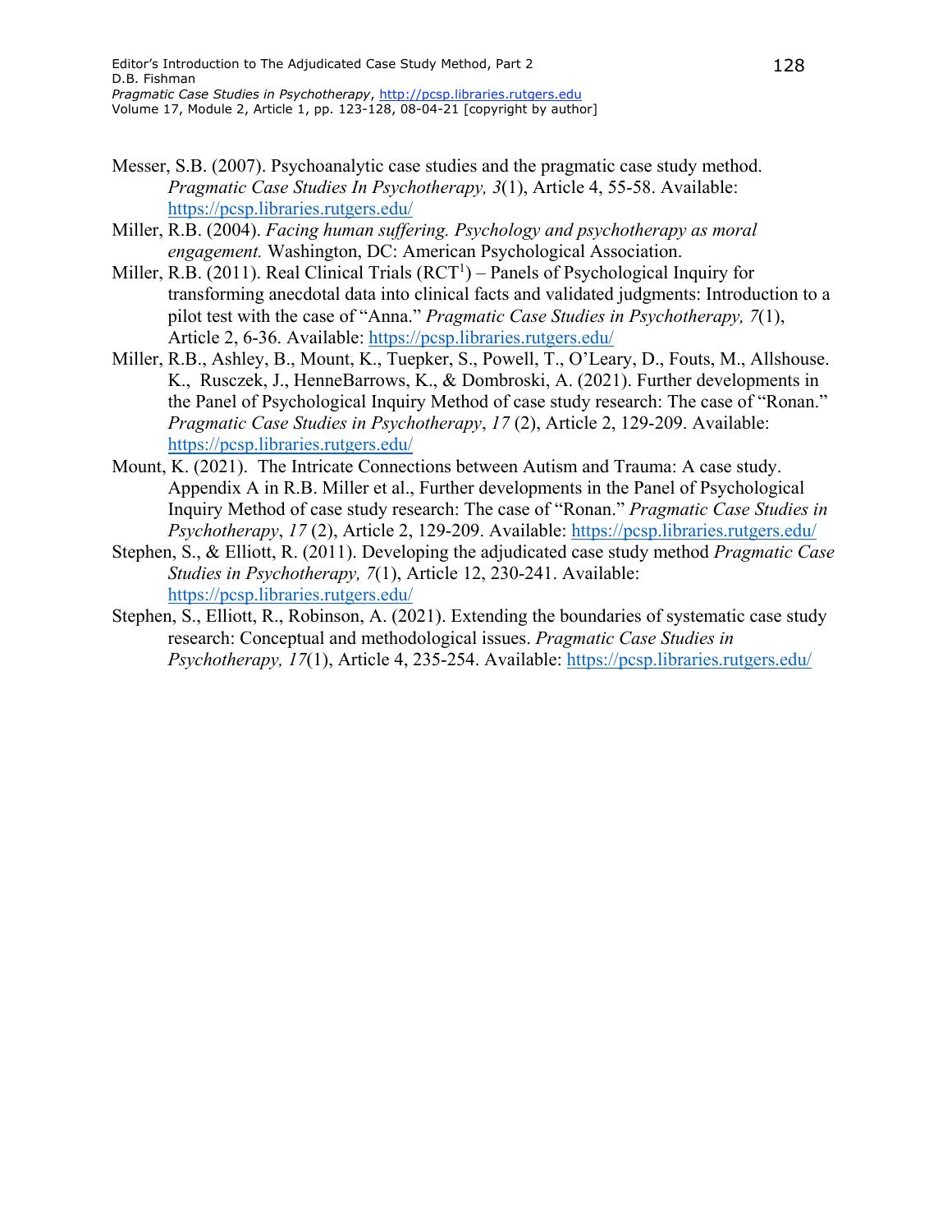Messer, S.B. (2007). Psychoanalytic case studies and the pragmatic case study method. *Pragmatic Case Studies In Psychotherapy, 3*(1), Article 4, 55-58. Available: https://pcsp.libraries.rutgers.edu/

Miller, R.B. (2004). *Facing human suffering. Psychology and psychotherapy as moral engagement.* Washington, DC: American Psychological Association.

Miller, R.B. (2011). Real Clinical Trials (RCT[1]) – Panels of Psychological Inquiry for transforming anecdotal data into clinical facts and validated judgments: Introduction to a pilot test with the case of "Anna." *Pragmatic Case Studies in Psychotherapy, 7*(1), Article 2, 6-36. Available: https://pcsp.libraries.rutgers.edu/

Miller, R.B., Ashley, B., Mount, K., Tuepker, S., Powell, T., O'Leary, D., Fouts, M., Allshouse. K., Rusczek, J., HenneBarrows, K., & Dombroski, A. (2021). Further developments in the Panel of Psychological Inquiry Method of case study research: The case of "Ronan." *Pragmatic Case Studies in Psychotherapy*, *17* (2), Article 2, 129-209. Available: https://pcsp.libraries.rutgers.edu/

Mount, K. (2021). The Intricate Connections between Autism and Trauma: A case study. Appendix A in R.B. Miller et al., Further developments in the Panel of Psychological Inquiry Method of case study research: The case of "Ronan." *Pragmatic Case Studies in Psychotherapy*, *17* (2), Article 2, 129-209. Available: https://pcsp.libraries.rutgers.edu/

Stephen, S., & Elliott, R. (2011). Developing the adjudicated case study method *Pragmatic Case Studies in Psychotherapy, 7*(1), Article 12, 230-241. Available: https://pcsp.libraries.rutgers.edu/

Stephen, S., Elliott, R., Robinson, A. (2021). Extending the boundaries of systematic case study research: Conceptual and methodological issues. *Pragmatic Case Studies in Psychotherapy, 17*(1), Article 4, 235-254. Available: https://pcsp.libraries.rutgers.edu/